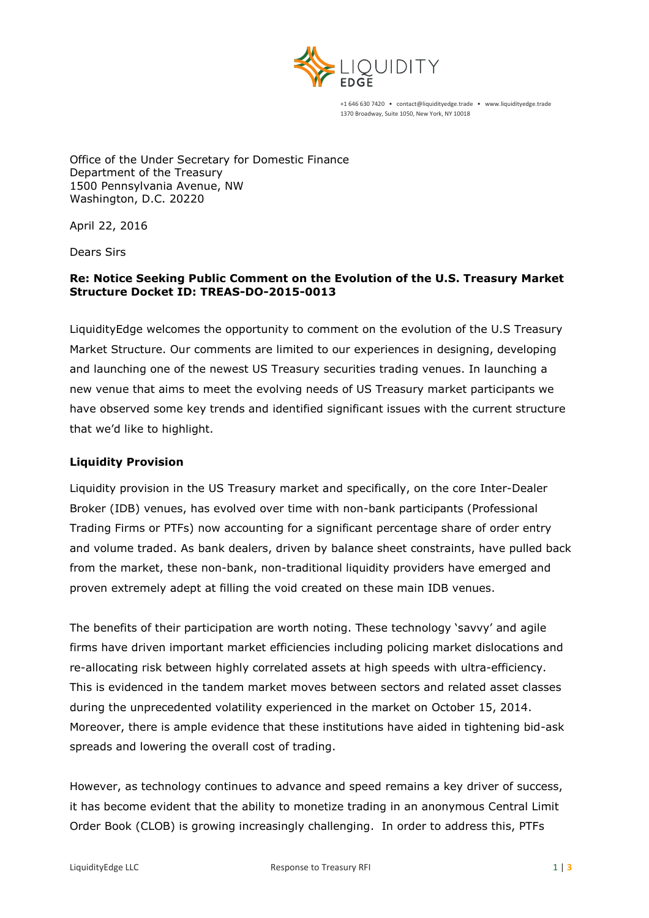LIQUIDITY EDGE

+1 646 630 7420 • contact@liquidityedge.trade • www.liquidityedge.trade
1370 Broadway, Suite 1050, New York, NY 10018

Office of the Under Secretary for Domestic Finance
Department of the Treasury
1500 Pennsylvania Avenue, NW
Washington, D.C. 20220

April 22, 2016

Dears Sirs

**Re: Notice Seeking Public Comment on the Evolution of the U.S. Treasury Market Structure Docket ID: TREAS-DO-2015-0013**

LiquidityEdge welcomes the opportunity to comment on the evolution of the U.S Treasury Market Structure. Our comments are limited to our experiences in designing, developing and launching one of the newest US Treasury securities trading venues. In launching a new venue that aims to meet the evolving needs of US Treasury market participants we have observed some key trends and identified significant issues with the current structure that we'd like to highlight.

**Liquidity Provision**

Liquidity provision in the US Treasury market and specifically, on the core Inter-Dealer Broker (IDB) venues, has evolved over time with non-bank participants (Professional Trading Firms or PTFs) now accounting for a significant percentage share of order entry and volume traded. As bank dealers, driven by balance sheet constraints, have pulled back from the market, these non-bank, non-traditional liquidity providers have emerged and proven extremely adept at filling the void created on these main IDB venues.

The benefits of their participation are worth noting. These technology 'savvy' and agile firms have driven important market efficiencies including policing market dislocations and re-allocating risk between highly correlated assets at high speeds with ultra-efficiency. This is evidenced in the tandem market moves between sectors and related asset classes during the unprecedented volatility experienced in the market on October 15, 2014. Moreover, there is ample evidence that these institutions have aided in tightening bid-ask spreads and lowering the overall cost of trading.

However, as technology continues to advance and speed remains a key driver of success, it has become evident that the ability to monetize trading in an anonymous Central Limit Order Book (CLOB) is growing increasingly challenging. In order to address this, PTFs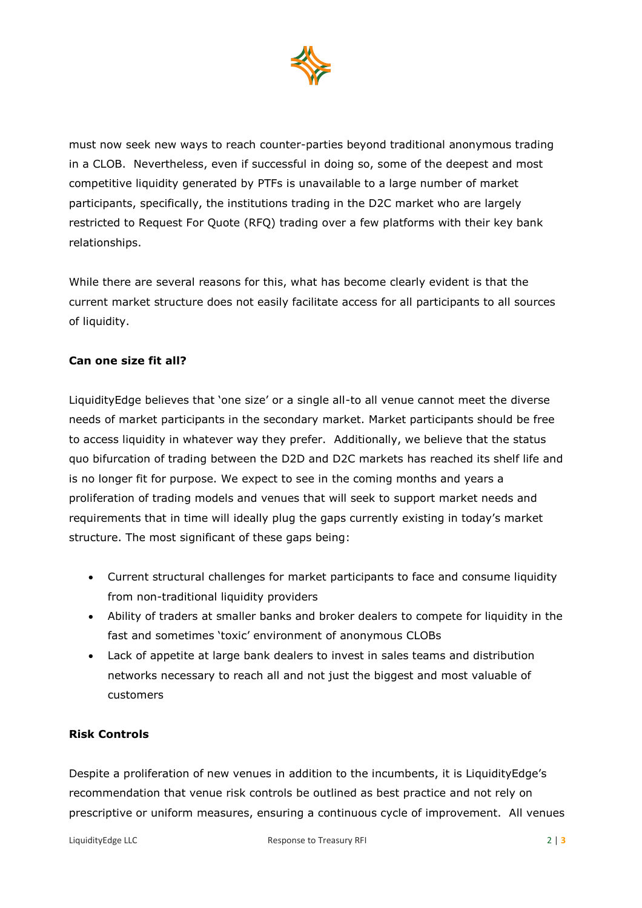must now seek new ways to reach counter-parties beyond traditional anonymous trading in a CLOB. Nevertheless, even if successful in doing so, some of the deepest and most competitive liquidity generated by PTFs is unavailable to a large number of market participants, specifically, the institutions trading in the D2C market who are largely restricted to Request For Quote (RFQ) trading over a few platforms with their key bank relationships.

While there are several reasons for this, what has become clearly evident is that the current market structure does not easily facilitate access for all participants to all sources of liquidity.

**Can one size fit all?**

LiquidityEdge believes that 'one size' or a single all-to all venue cannot meet the diverse needs of market participants in the secondary market. Market participants should be free to access liquidity in whatever way they prefer. Additionally, we believe that the status quo bifurcation of trading between the D2D and D2C markets has reached its shelf life and is no longer fit for purpose. We expect to see in the coming months and years a proliferation of trading models and venues that will seek to support market needs and requirements that in time will ideally plug the gaps currently existing in today's market structure. The most significant of these gaps being:

- Current structural challenges for market participants to face and consume liquidity from non-traditional liquidity providers
- Ability of traders at smaller banks and broker dealers to compete for liquidity in the fast and sometimes 'toxic' environment of anonymous CLOBs
- Lack of appetite at large bank dealers to invest in sales teams and distribution networks necessary to reach all and not just the biggest and most valuable of customers

**Risk Controls**

Despite a proliferation of new venues in addition to the incumbents, it is LiquidityEdge's recommendation that venue risk controls be outlined as best practice and not rely on prescriptive or uniform measures, ensuring a continuous cycle of improvement. All venues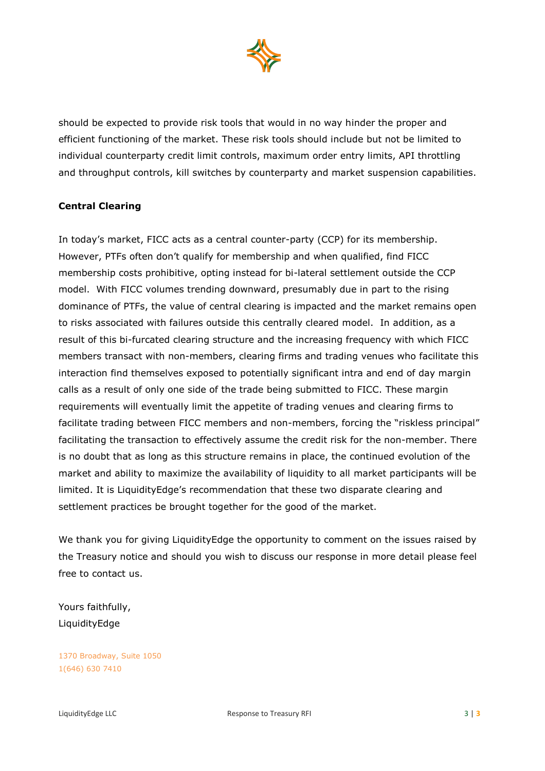should be expected to provide risk tools that would in no way hinder the proper and efficient functioning of the market. These risk tools should include but not be limited to individual counterparty credit limit controls, maximum order entry limits, API throttling and throughput controls, kill switches by counterparty and market suspension capabilities.

**Central Clearing**

In today's market, FICC acts as a central counter-party (CCP) for its membership. However, PTFs often don't qualify for membership and when qualified, find FICC membership costs prohibitive, opting instead for bi-lateral settlement outside the CCP model. With FICC volumes trending downward, presumably due in part to the rising dominance of PTFs, the value of central clearing is impacted and the market remains open to risks associated with failures outside this centrally cleared model. In addition, as a result of this bi-furcated clearing structure and the increasing frequency with which FICC members transact with non-members, clearing firms and trading venues who facilitate this interaction find themselves exposed to potentially significant intra and end of day margin calls as a result of only one side of the trade being submitted to FICC. These margin requirements will eventually limit the appetite of trading venues and clearing firms to facilitate trading between FICC members and non-members, forcing the "riskless principal" facilitating the transaction to effectively assume the credit risk for the non-member. There is no doubt that as long as this structure remains in place, the continued evolution of the market and ability to maximize the availability of liquidity to all market participants will be limited. It is LiquidityEdge's recommendation that these two disparate clearing and settlement practices be brought together for the good of the market.

We thank you for giving LiquidityEdge the opportunity to comment on the issues raised by the Treasury notice and should you wish to discuss our response in more detail please feel free to contact us.

Yours faithfully,
LiquidityEdge

1370 Broadway, Suite 1050
1(646) 630 7410